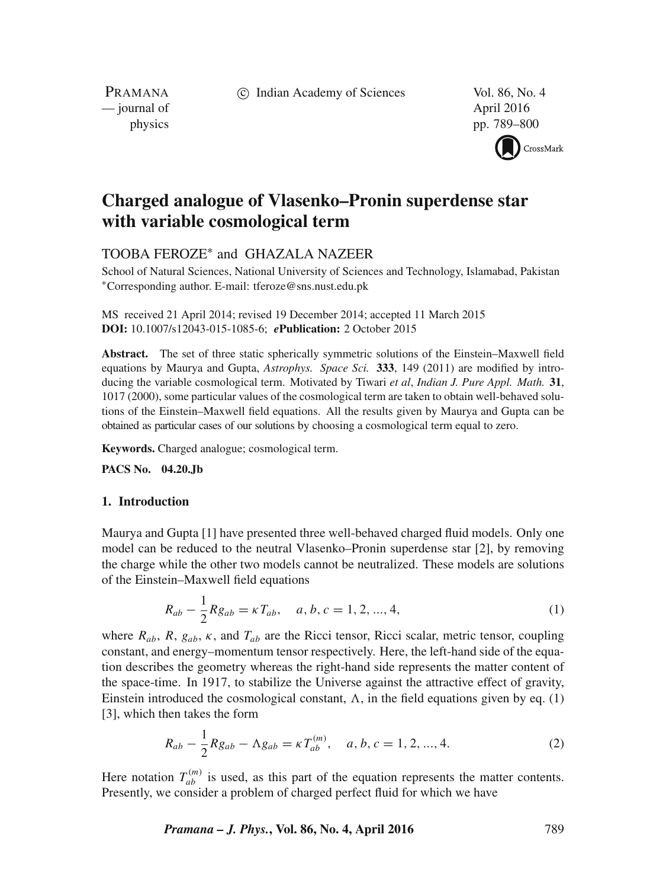# Charged analogue of Vlasenko–Pronin superdense star with variable cosmological term

TOOBA FEROZE* and GHAZALA NAZEER

School of Natural Sciences, National University of Sciences and Technology, Islamabad, Pakistan
*Corresponding author. E-mail: tferoze@sns.nust.edu.pk

MS received 21 April 2014; revised 19 December 2014; accepted 11 March 2015
**DOI:** 10.1007/s12043-015-1085-6; ***e*Publication:** 2 October 2015

**Abstract.** The set of three static spherically symmetric solutions of the Einstein–Maxwell field equations by Maurya and Gupta, *Astrophys. Space Sci.* **333**, 149 (2011) are modified by introducing the variable cosmological term. Motivated by Tiwari *et al*, *Indian J. Pure Appl. Math.* **31**, 1017 (2000), some particular values of the cosmological term are taken to obtain well-behaved solutions of the Einstein–Maxwell field equations. All the results given by Maurya and Gupta can be obtained as particular cases of our solutions by choosing a cosmological term equal to zero.

**Keywords.** Charged analogue; cosmological term.

**PACS No.** 04.20.Jb

## 1. Introduction

Maurya and Gupta [1] have presented three well-behaved charged fluid models. Only one model can be reduced to the neutral Vlasenko–Pronin superdense star [2], by removing the charge while the other two models cannot be neutralized. These models are solutions of the Einstein–Maxwell field equations

$$R_{ab} - \frac{1}{2}Rg_{ab} = \kappa T_{ab}, \quad a, b, c = 1, 2, ..., 4, \tag{1}$$

where $R_{ab}$, $R$, $g_{ab}$, $\kappa$, and $T_{ab}$ are the Ricci tensor, Ricci scalar, metric tensor, coupling constant, and energy–momentum tensor respectively. Here, the left-hand side of the equation describes the geometry whereas the right-hand side represents the matter content of the space-time. In 1917, to stabilize the Universe against the attractive effect of gravity, Einstein introduced the cosmological constant, $\Lambda$, in the field equations given by eq. (1) [3], which then takes the form

$$R_{ab} - \frac{1}{2}Rg_{ab} - \Lambda g_{ab} = \kappa T_{ab}^{(m)}, \quad a, b, c = 1, 2, ..., 4. \tag{2}$$

Here notation $T_{ab}^{(m)}$ is used, as this part of the equation represents the matter contents. Presently, we consider a problem of charged perfect fluid for which we have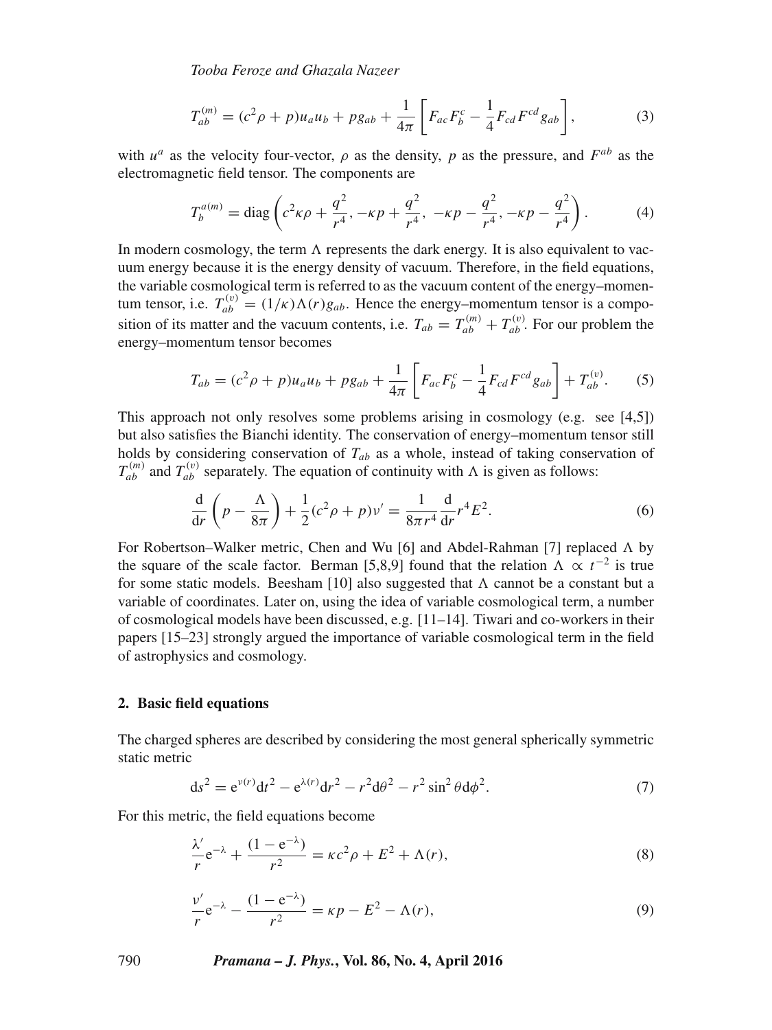$$T_{ab}^{(m)} = (c^2\rho + p)u_a u_b + p g_{ab} + \frac{1}{4\pi}\left[F_{ac}F_b^c - \frac{1}{4}F_{cd}F^{cd}g_{ab}\right], \tag{3}$$

with $u^a$ as the velocity four-vector, $\rho$ as the density, $p$ as the pressure, and $F^{ab}$ as the electromagnetic field tensor. The components are

$$T_b^{a(m)} = \text{diag}\left(c^2\kappa\rho + \frac{q^2}{r^4}, -\kappa p + \frac{q^2}{r^4},\ -\kappa p - \frac{q^2}{r^4}, -\kappa p - \frac{q^2}{r^4}\right). \tag{4}$$

In modern cosmology, the term $\Lambda$ represents the dark energy. It is also equivalent to vacuum energy because it is the energy density of vacuum. Therefore, in the field equations, the variable cosmological term is referred to as the vacuum content of the energy–momentum tensor, i.e. $T_{ab}^{(v)} = (1/\kappa)\Lambda(r)g_{ab}$. Hence the energy–momentum tensor is a composition of its matter and the vacuum contents, i.e. $T_{ab} = T_{ab}^{(m)} + T_{ab}^{(v)}$. For our problem the energy–momentum tensor becomes

$$T_{ab} = (c^2\rho + p)u_a u_b + p g_{ab} + \frac{1}{4\pi}\left[F_{ac}F_b^c - \frac{1}{4}F_{cd}F^{cd}g_{ab}\right] + T_{ab}^{(v)}. \tag{5}$$

This approach not only resolves some problems arising in cosmology (e.g. see [4,5]) but also satisfies the Bianchi identity. The conservation of energy–momentum tensor still holds by considering conservation of $T_{ab}$ as a whole, instead of taking conservation of $T_{ab}^{(m)}$ and $T_{ab}^{(v)}$ separately. The equation of continuity with $\Lambda$ is given as follows:

$$\frac{\mathrm{d}}{\mathrm{d}r}\left(p - \frac{\Lambda}{8\pi}\right) + \frac{1}{2}(c^2\rho + p)\nu' = \frac{1}{8\pi r^4}\frac{\mathrm{d}}{\mathrm{d}r}r^4E^2. \tag{6}$$

For Robertson–Walker metric, Chen and Wu [6] and Abdel-Rahman [7] replaced $\Lambda$ by the square of the scale factor. Berman [5,8,9] found that the relation $\Lambda \propto t^{-2}$ is true for some static models. Beesham [10] also suggested that $\Lambda$ cannot be a constant but a variable of coordinates. Later on, using the idea of variable cosmological term, a number of cosmological models have been discussed, e.g. [11–14]. Tiwari and co-workers in their papers [15–23] strongly argued the importance of variable cosmological term in the field of astrophysics and cosmology.

## 2. Basic field equations

The charged spheres are described by considering the most general spherically symmetric static metric

$$\mathrm{d}s^2 = \mathrm{e}^{\nu(r)}\mathrm{d}t^2 - \mathrm{e}^{\lambda(r)}\mathrm{d}r^2 - r^2\mathrm{d}\theta^2 - r^2\sin^2\theta\mathrm{d}\phi^2. \tag{7}$$

For this metric, the field equations become

$$\frac{\lambda'}{r}\mathrm{e}^{-\lambda} + \frac{(1 - \mathrm{e}^{-\lambda})}{r^2} = \kappa c^2\rho + E^2 + \Lambda(r), \tag{8}$$

$$\frac{\nu'}{r}\mathrm{e}^{-\lambda} - \frac{(1 - \mathrm{e}^{-\lambda})}{r^2} = \kappa p - E^2 - \Lambda(r), \tag{9}$$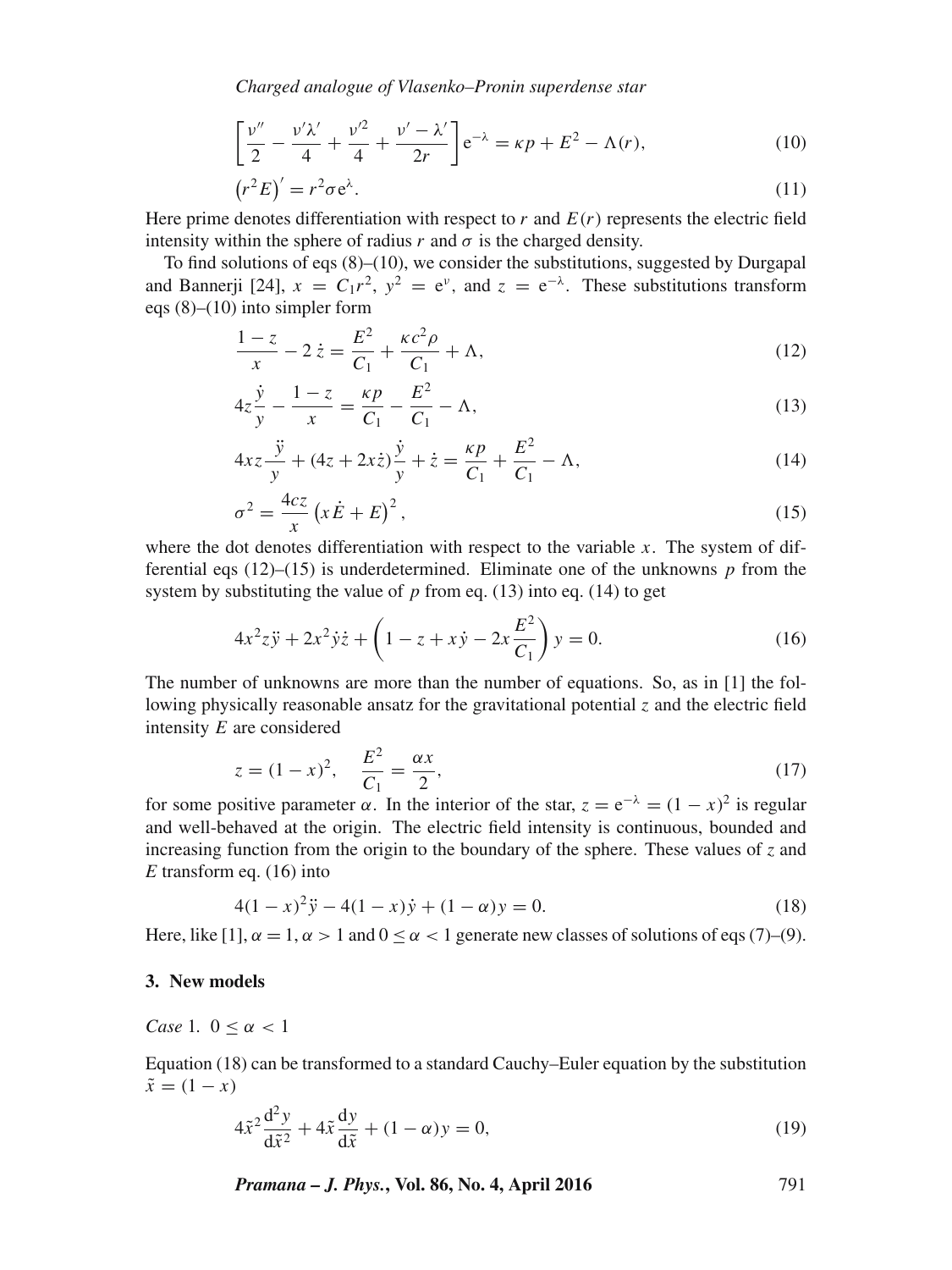$$\left[\frac{\nu''}{2} - \frac{\nu'\lambda'}{4} + \frac{\nu'^2}{4} + \frac{\nu' - \lambda'}{2r}\right] \mathrm{e}^{-\lambda} = \kappa p + E^2 - \Lambda(r), \tag{10}$$

$$\left(r^2 E\right)' = r^2 \sigma \mathrm{e}^{\lambda}. \tag{11}$$

Here prime denotes differentiation with respect to $r$ and $E(r)$ represents the electric field intensity within the sphere of radius $r$ and $\sigma$ is the charged density.

To find solutions of eqs (8)–(10), we consider the substitutions, suggested by Durgapal and Bannerji [24], $x = C_1 r^2$, $y^2 = \mathrm{e}^{\nu}$, and $z = \mathrm{e}^{-\lambda}$. These substitutions transform eqs (8)–(10) into simpler form

$$\frac{1-z}{x} - 2\,\dot{z} = \frac{E^2}{C_1} + \frac{\kappa c^2 \rho}{C_1} + \Lambda, \tag{12}$$

$$4z\frac{\dot{y}}{y} - \frac{1-z}{x} = \frac{\kappa p}{C_1} - \frac{E^2}{C_1} - \Lambda, \tag{13}$$

$$4xz\frac{\ddot{y}}{y} + (4z + 2x\dot{z})\frac{\dot{y}}{y} + \dot{z} = \frac{\kappa p}{C_1} + \frac{E^2}{C_1} - \Lambda, \tag{14}$$

$$\sigma^2 = \frac{4cz}{x}\left(x\dot{E} + E\right)^2, \tag{15}$$

where the dot denotes differentiation with respect to the variable $x$. The system of differential eqs (12)–(15) is underdetermined. Eliminate one of the unknowns $p$ from the system by substituting the value of $p$ from eq. (13) into eq. (14) to get

$$4x^2 z\ddot{y} + 2x^2\dot{y}\dot{z} + \left(1 - z + x\dot{y} - 2x\frac{E^2}{C_1}\right)y = 0. \tag{16}$$

The number of unknowns are more than the number of equations. So, as in [1] the following physically reasonable ansatz for the gravitational potential $z$ and the electric field intensity $E$ are considered

$$z = (1-x)^2, \quad \frac{E^2}{C_1} = \frac{\alpha x}{2}, \tag{17}$$

for some positive parameter $\alpha$. In the interior of the star, $z = \mathrm{e}^{-\lambda} = (1-x)^2$ is regular and well-behaved at the origin. The electric field intensity is continuous, bounded and increasing function from the origin to the boundary of the sphere. These values of $z$ and $E$ transform eq. (16) into

$$4(1-x)^2\ddot{y} - 4(1-x)\dot{y} + (1-\alpha)y = 0. \tag{18}$$

Here, like [1], $\alpha = 1$, $\alpha > 1$ and $0 \leq \alpha < 1$ generate new classes of solutions of eqs (7)–(9).

### 3. New models

*Case* 1. $0 \leq \alpha < 1$

Equation (18) can be transformed to a standard Cauchy–Euler equation by the substitution $\tilde{x} = (1-x)$

$$4\tilde{x}^2\frac{\mathrm{d}^2 y}{\mathrm{d}\tilde{x}^2} + 4\tilde{x}\frac{\mathrm{d}y}{\mathrm{d}\tilde{x}} + (1-\alpha)y = 0, \tag{19}$$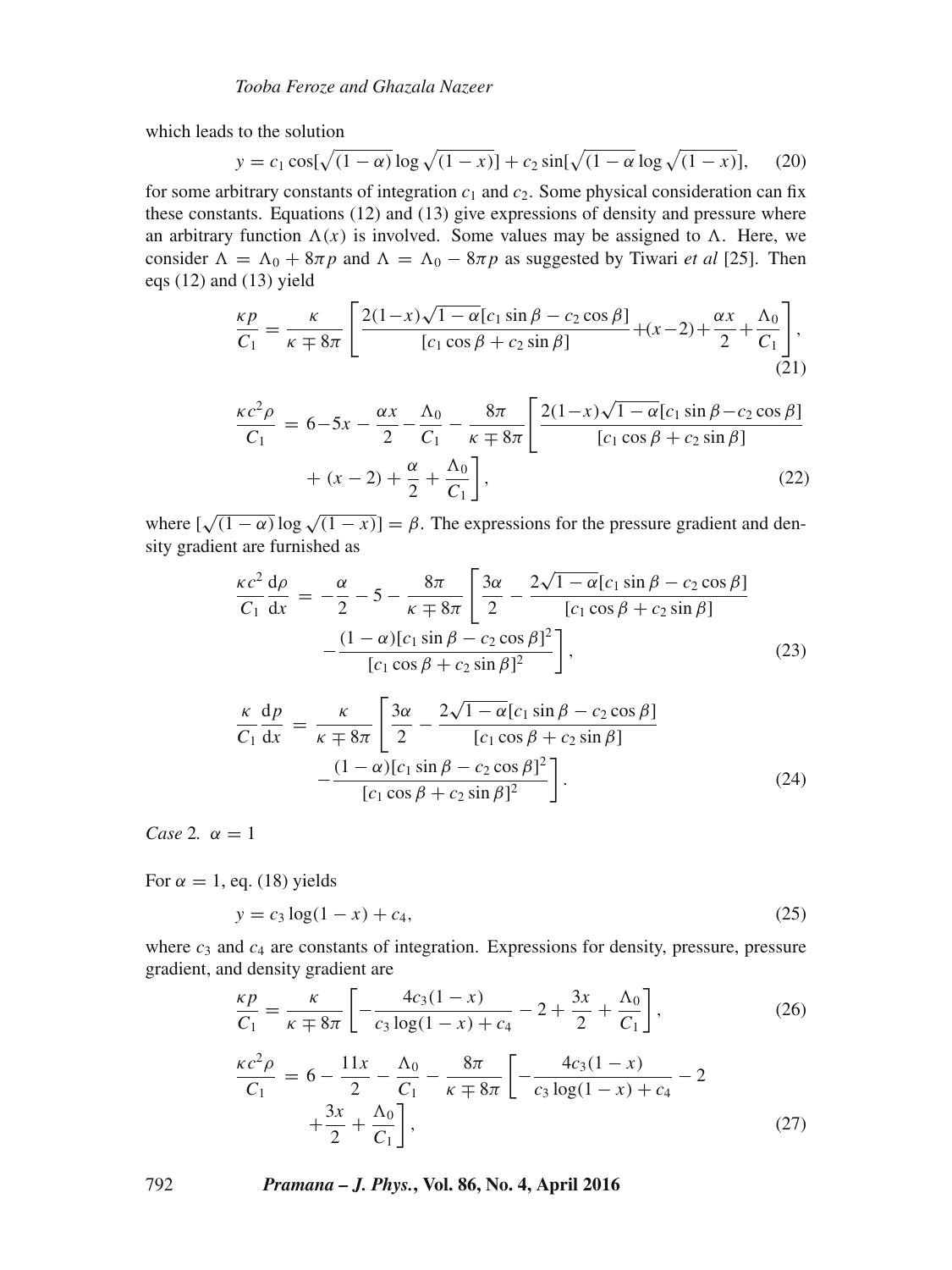which leads to the solution

$$y = c_1 \cos[\sqrt{(1-\alpha)} \log \sqrt{(1-x)}] + c_2 \sin[\sqrt{(1-\alpha} \log \sqrt{(1-x)}], \quad (20)$$

for some arbitrary constants of integration $c_1$ and $c_2$. Some physical consideration can fix these constants. Equations (12) and (13) give expressions of density and pressure where an arbitrary function $\Lambda(x)$ is involved. Some values may be assigned to $\Lambda$. Here, we consider $\Lambda = \Lambda_0 + 8\pi p$ and $\Lambda = \Lambda_0 - 8\pi p$ as suggested by Tiwari *et al* [25]. Then eqs (12) and (13) yield

$$\frac{\kappa p}{C_1} = \frac{\kappa}{\kappa \mp 8\pi} \left[ \frac{2(1-x)\sqrt{1-\alpha}[c_1 \sin\beta - c_2 \cos\beta]}{[c_1 \cos\beta + c_2 \sin\beta]} + (x-2) + \frac{\alpha x}{2} + \frac{\Lambda_0}{C_1} \right], \quad (21)$$

$$\frac{\kappa c^2 \rho}{C_1} = 6 - 5x - \frac{\alpha x}{2} - \frac{\Lambda_0}{C_1} - \frac{8\pi}{\kappa \mp 8\pi} \left[ \frac{2(1-x)\sqrt{1-\alpha}[c_1 \sin\beta - c_2 \cos\beta]}{[c_1 \cos\beta + c_2 \sin\beta]} + (x-2) + \frac{\alpha}{2} + \frac{\Lambda_0}{C_1} \right], \quad (22)$$

where $[\sqrt{(1-\alpha)} \log \sqrt{(1-x)}] = \beta$. The expressions for the pressure gradient and density gradient are furnished as

$$\frac{\kappa c^2}{C_1} \frac{\mathrm{d}\rho}{\mathrm{d}x} = -\frac{\alpha}{2} - 5 - \frac{8\pi}{\kappa \mp 8\pi} \left[ \frac{3\alpha}{2} - \frac{2\sqrt{1-\alpha}[c_1 \sin\beta - c_2 \cos\beta]}{[c_1 \cos\beta + c_2 \sin\beta]} - \frac{(1-\alpha)[c_1 \sin\beta - c_2 \cos\beta]^2}{[c_1 \cos\beta + c_2 \sin\beta]^2} \right], \quad (23)$$

$$\frac{\kappa}{C_1} \frac{\mathrm{d}p}{\mathrm{d}x} = \frac{\kappa}{\kappa \mp 8\pi} \left[ \frac{3\alpha}{2} - \frac{2\sqrt{1-\alpha}[c_1 \sin\beta - c_2 \cos\beta]}{[c_1 \cos\beta + c_2 \sin\beta]} - \frac{(1-\alpha)[c_1 \sin\beta - c_2 \cos\beta]^2}{[c_1 \cos\beta + c_2 \sin\beta]^2} \right]. \quad (24)$$

*Case* 2. $\alpha = 1$

For $\alpha = 1$, eq. (18) yields

$$y = c_3 \log(1-x) + c_4, \quad (25)$$

where $c_3$ and $c_4$ are constants of integration. Expressions for density, pressure, pressure gradient, and density gradient are

$$\frac{\kappa p}{C_1} = \frac{\kappa}{\kappa \mp 8\pi} \left[ -\frac{4c_3(1-x)}{c_3 \log(1-x) + c_4} - 2 + \frac{3x}{2} + \frac{\Lambda_0}{C_1} \right], \quad (26)$$

$$\frac{\kappa c^2 \rho}{C_1} = 6 - \frac{11x}{2} - \frac{\Lambda_0}{C_1} - \frac{8\pi}{\kappa \mp 8\pi} \left[ -\frac{4c_3(1-x)}{c_3 \log(1-x) + c_4} - 2 + \frac{3x}{2} + \frac{\Lambda_0}{C_1} \right], \quad (27)$$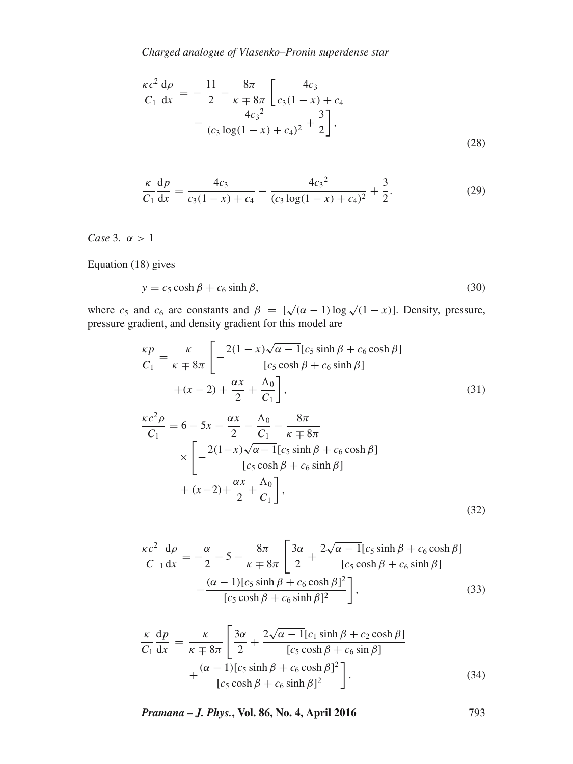$$\frac{\kappa c^2}{C_1}\frac{\mathrm{d}\rho}{\mathrm{d}x} = -\frac{11}{2} - \frac{8\pi}{\kappa \mp 8\pi}\left[\frac{4c_3}{c_3(1-x)+c_4} - \frac{4{c_3}^2}{(c_3\log(1-x)+c_4)^2} + \frac{3}{2}\right], \tag{28}$$

$$\frac{\kappa}{C_1}\frac{\mathrm{d}p}{\mathrm{d}x} = \frac{4c_3}{c_3(1-x)+c_4} - \frac{4{c_3}^2}{(c_3\log(1-x)+c_4)^2} + \frac{3}{2}. \tag{29}$$

*Case* 3. $\alpha > 1$

Equation (18) gives

$$y = c_5 \cosh\beta + c_6 \sinh\beta, \tag{30}$$

where $c_5$ and $c_6$ are constants and $\beta = [\sqrt{(\alpha-1)}\log\sqrt{(1-x)}]$. Density, pressure, pressure gradient, and density gradient for this model are

$$\frac{\kappa p}{C_1} = \frac{\kappa}{\kappa \mp 8\pi}\left[-\frac{2(1-x)\sqrt{\alpha-1}[c_5\sinh\beta + c_6\cosh\beta]}{[c_5\cosh\beta + c_6\sinh\beta]} + (x-2) + \frac{\alpha x}{2} + \frac{\Lambda_0}{C_1}\right], \tag{31}$$

$$\frac{\kappa c^2\rho}{C_1} = 6 - 5x - \frac{\alpha x}{2} - \frac{\Lambda_0}{C_1} - \frac{8\pi}{\kappa \mp 8\pi} \times \left[-\frac{2(1-x)\sqrt{\alpha-1}[c_5\sinh\beta + c_6\cosh\beta]}{[c_5\cosh\beta + c_6\sinh\beta]} + (x-2) + \frac{\alpha x}{2} + \frac{\Lambda_0}{C_1}\right], \tag{32}$$

$$\frac{\kappa c^2}{C_1}\frac{\mathrm{d}\rho}{\mathrm{d}x} = -\frac{\alpha}{2} - 5 - \frac{8\pi}{\kappa \mp 8\pi}\left[\frac{3\alpha}{2} + \frac{2\sqrt{\alpha-1}[c_5\sinh\beta + c_6\cosh\beta]}{[c_5\cosh\beta + c_6\sinh\beta]} - \frac{(\alpha-1)[c_5\sinh\beta + c_6\cosh\beta]^2}{[c_5\cosh\beta + c_6\sinh\beta]^2}\right], \tag{33}$$

$$\frac{\kappa}{C_1}\frac{\mathrm{d}p}{\mathrm{d}x} = \frac{\kappa}{\kappa \mp 8\pi}\left[\frac{3\alpha}{2} + \frac{2\sqrt{\alpha-1}[c_1\sinh\beta + c_2\cosh\beta]}{[c_5\cosh\beta + c_6\sin\beta]} + \frac{(\alpha-1)[c_5\sinh\beta + c_6\cosh\beta]^2}{[c_5\cosh\beta + c_6\sinh\beta]^2}\right]. \tag{34}$$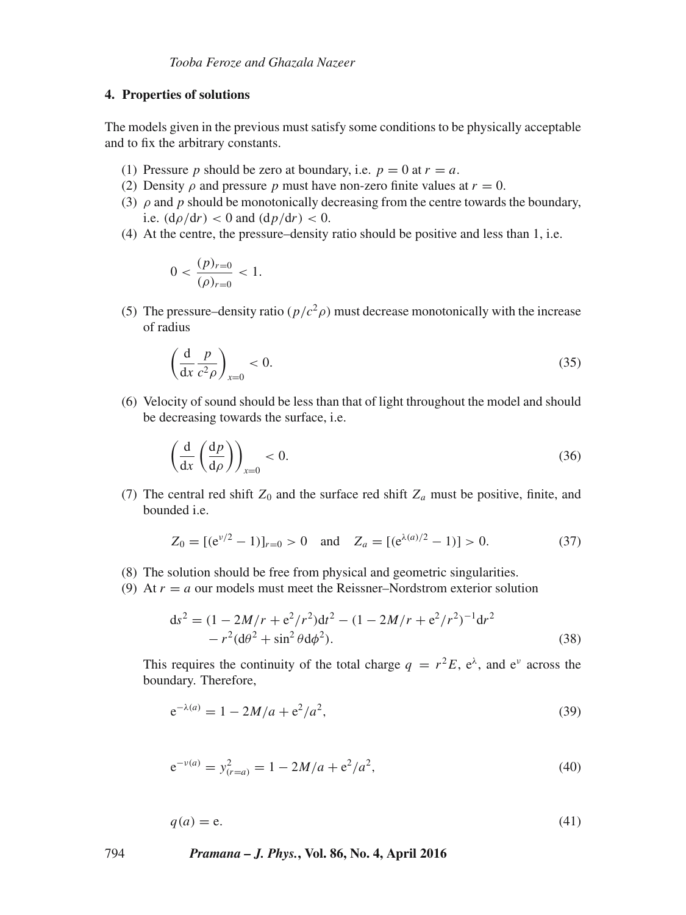## 4. Properties of solutions

The models given in the previous must satisfy some conditions to be physically acceptable and to fix the arbitrary constants.

1. Pressure $p$ should be zero at boundary, i.e. $p = 0$ at $r = a$.
2. Density $\rho$ and pressure $p$ must have non-zero finite values at $r = 0$.
3. $\rho$ and $p$ should be monotonically decreasing from the centre towards the boundary, i.e. $(\mathrm{d}\rho/\mathrm{d}r) < 0$ and $(\mathrm{d}p/\mathrm{d}r) < 0$.
4. At the centre, the pressure–density ratio should be positive and less than 1, i.e.

$$0 < \frac{(p)_{r=0}}{(\rho)_{r=0}} < 1.$$

5. The pressure–density ratio $(p/c^2\rho)$ must decrease monotonically with the increase of radius

$$\left(\frac{\mathrm{d}}{\mathrm{d}x}\frac{p}{c^2\rho}\right)_{x=0} < 0. \tag{35}$$

6. Velocity of sound should be less than that of light throughout the model and should be decreasing towards the surface, i.e.

$$\left(\frac{\mathrm{d}}{\mathrm{d}x}\left(\frac{\mathrm{d}p}{\mathrm{d}\rho}\right)\right)_{x=0} < 0. \tag{36}$$

7. The central red shift $Z_0$ and the surface red shift $Z_a$ must be positive, finite, and bounded i.e.

$$Z_0 = [(\mathrm{e}^{\nu/2} - 1)]_{r=0} > 0 \quad \text{and} \quad Z_a = [(\mathrm{e}^{\lambda(a)/2} - 1)] > 0. \tag{37}$$

8. The solution should be free from physical and geometric singularities.
9. At $r = a$ our models must meet the Reissner–Nordstrom exterior solution

$$\begin{aligned}\mathrm{d}s^2 = {} & (1 - 2M/r + \mathrm{e}^2/r^2)\mathrm{d}t^2 - (1 - 2M/r + \mathrm{e}^2/r^2)^{-1}\mathrm{d}r^2 \\ & - r^2(\mathrm{d}\theta^2 + \sin^2\theta\mathrm{d}\phi^2).\end{aligned} \tag{38}$$

   This requires the continuity of the total charge $q = r^2E$, $\mathrm{e}^{\lambda}$, and $\mathrm{e}^{\nu}$ across the boundary. Therefore,

$$\mathrm{e}^{-\lambda(a)} = 1 - 2M/a + \mathrm{e}^2/a^2, \tag{39}$$

$$\mathrm{e}^{-\nu(a)} = y^2_{(r=a)} = 1 - 2M/a + \mathrm{e}^2/a^2, \tag{40}$$

$$q(a) = \mathrm{e}. \tag{41}$$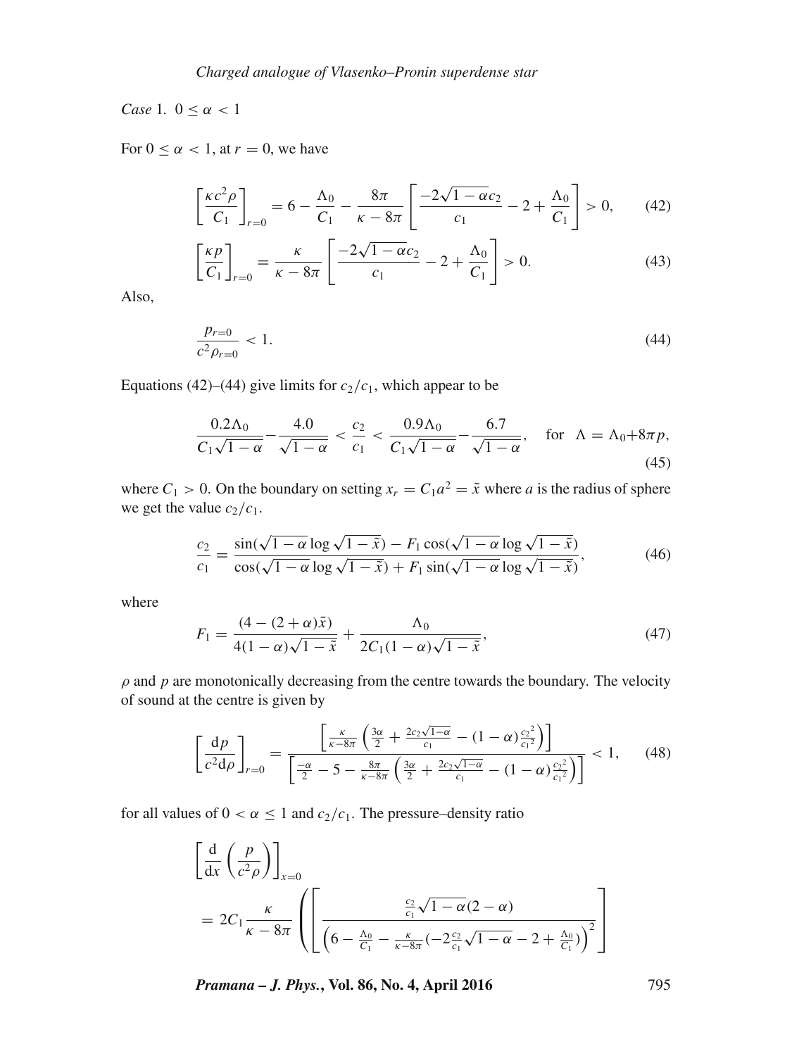*Case* 1. $0 \leq \alpha < 1$

For $0 \leq \alpha < 1$, at $r = 0$, we have

$$\left[\frac{\kappa c^2 \rho}{C_1}\right]_{r=0} = 6 - \frac{\Lambda_0}{C_1} - \frac{8\pi}{\kappa - 8\pi}\left[\frac{-2\sqrt{1-\alpha}c_2}{c_1} - 2 + \frac{\Lambda_0}{C_1}\right] > 0, \tag{42}$$

$$\left[\frac{\kappa p}{C_1}\right]_{r=0} = \frac{\kappa}{\kappa - 8\pi}\left[\frac{-2\sqrt{1-\alpha}c_2}{c_1} - 2 + \frac{\Lambda_0}{C_1}\right] > 0. \tag{43}$$

Also,

$$\frac{p_{r=0}}{c^2 \rho_{r=0}} < 1. \tag{44}$$

Equations (42)–(44) give limits for $c_2/c_1$, which appear to be

$$\frac{0.2\Lambda_0}{C_1\sqrt{1-\alpha}} - \frac{4.0}{\sqrt{1-\alpha}} < \frac{c_2}{c_1} < \frac{0.9\Lambda_0}{C_1\sqrt{1-\alpha}} - \frac{6.7}{\sqrt{1-\alpha}}, \quad \text{for} \quad \Lambda = \Lambda_0 + 8\pi p, \tag{45}$$

where $C_1 > 0$. On the boundary on setting $x_r = C_1 a^2 = \tilde{x}$ where $a$ is the radius of sphere we get the value $c_2/c_1$.

$$\frac{c_2}{c_1} = \frac{\sin(\sqrt{1-\alpha}\log\sqrt{1-\tilde{x}}) - F_1\cos(\sqrt{1-\alpha}\log\sqrt{1-\tilde{x}})}{\cos(\sqrt{1-\alpha}\log\sqrt{1-\tilde{x}}) + F_1\sin(\sqrt{1-\alpha}\log\sqrt{1-\tilde{x}})}, \tag{46}$$

where

$$F_1 = \frac{(4-(2+\alpha)\tilde{x})}{4(1-\alpha)\sqrt{1-\tilde{x}}} + \frac{\Lambda_0}{2C_1(1-\alpha)\sqrt{1-\tilde{x}}}, \tag{47}$$

$\rho$ and $p$ are monotonically decreasing from the centre towards the boundary. The velocity of sound at the centre is given by

$$\left[\frac{\mathrm{d}p}{c^2\mathrm{d}\rho}\right]_{r=0} = \frac{\left[\frac{\kappa}{\kappa-8\pi}\left(\frac{3\alpha}{2} + \frac{2c_2\sqrt{1-\alpha}}{c_1} - (1-\alpha)\frac{{c_2}^2}{{c_1}^2}\right)\right]}{\left[\frac{-\alpha}{2} - 5 - \frac{8\pi}{\kappa-8\pi}\left(\frac{3\alpha}{2} + \frac{2c_2\sqrt{1-\alpha}}{c_1} - (1-\alpha)\frac{{c_2}^2}{{c_1}^2}\right)\right]} < 1, \tag{48}$$

for all values of $0 < \alpha \leq 1$ and $c_2/c_1$. The pressure–density ratio

$$\left[\frac{\mathrm{d}}{\mathrm{d}x}\left(\frac{p}{c^2\rho}\right)\right]_{x=0}$$
$$= 2C_1\frac{\kappa}{\kappa-8\pi}\left(\left[\frac{\frac{c_2}{c_1}\sqrt{1-\alpha}(2-\alpha)}{\left(6 - \frac{\Lambda_0}{C_1} - \frac{\kappa}{\kappa-8\pi}(-2\frac{c_2}{c_1}\sqrt{1-\alpha} - 2 + \frac{\Lambda_0}{C_1})\right)^2}\right]\right.$$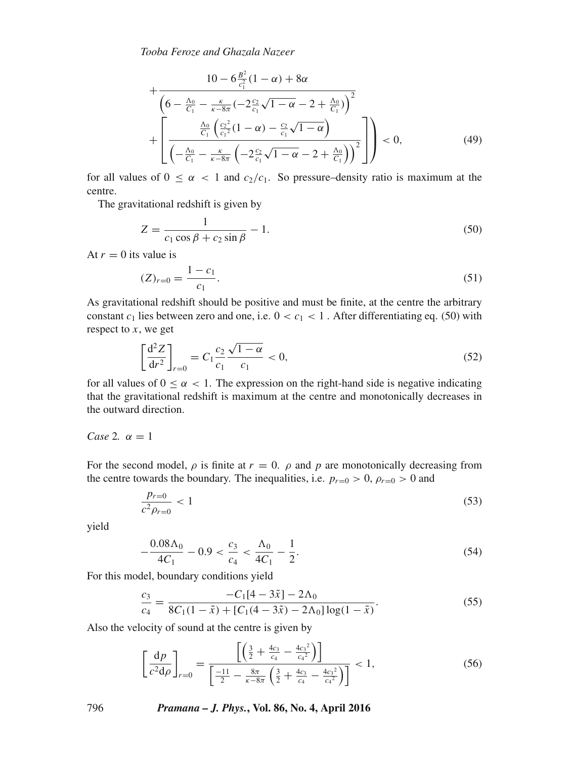$$
+\frac{10-6\frac{B^2}{c_1^2}(1-\alpha)+8\alpha}{\left(6-\frac{\Lambda_0}{C_1}-\frac{\kappa}{\kappa-8\pi}(-2\frac{c_2}{c_1}\sqrt{1-\alpha}-2+\frac{\Lambda_0}{C_1})\right)^2}
+\left[\frac{\frac{\Lambda_0}{C_1}\left(\frac{c_2{}^2}{c_1{}^2}(1-\alpha)-\frac{c_2}{c_1}\sqrt{1-\alpha}\right)}{\left(-\frac{\Lambda_0}{C_1}-\frac{\kappa}{\kappa-8\pi}\left(-2\frac{c_2}{c_1}\sqrt{1-\alpha}-2+\frac{\Lambda_0}{C_1}\right)\right)^2}\right]\Bigg) < 0, \tag{49}
$$

for all values of $0 \leq \alpha < 1$ and $c_2/c_1$. So pressure–density ratio is maximum at the centre.

The gravitational redshift is given by

$$
Z = \frac{1}{c_1 \cos\beta + c_2 \sin\beta} - 1. \tag{50}
$$

At $r = 0$ its value is

$$
(Z)_{r=0} = \frac{1-c_1}{c_1}. \tag{51}
$$

As gravitational redshift should be positive and must be finite, at the centre the arbitrary constant $c_1$ lies between zero and one, i.e. $0 < c_1 < 1$ . After differentiating eq. (50) with respect to $x$, we get

$$
\left[\frac{\mathrm{d}^2 Z}{\mathrm{d}r^2}\right]_{r=0} = C_1 \frac{c_2}{c_1}\frac{\sqrt{1-\alpha}}{c_1} < 0, \tag{52}
$$

for all values of $0 \leq \alpha < 1$. The expression on the right-hand side is negative indicating that the gravitational redshift is maximum at the centre and monotonically decreases in the outward direction.

*Case* 2. $\alpha = 1$

For the second model, $\rho$ is finite at $r = 0$. $\rho$ and $p$ are monotonically decreasing from the centre towards the boundary. The inequalities, i.e. $p_{r=0} > 0$, $\rho_{r=0} > 0$ and

$$
\frac{p_{r=0}}{c^2\rho_{r=0}} < 1 \tag{53}
$$

yield

$$
-\frac{0.08\Lambda_0}{4C_1} - 0.9 < \frac{c_3}{c_4} < \frac{\Lambda_0}{4C_1} - \frac{1}{2}. \tag{54}
$$

For this model, boundary conditions yield

$$
\frac{c_3}{c_4} = \frac{-C_1[4-3\tilde{x}] - 2\Lambda_0}{8C_1(1-\tilde{x}) + [C_1(4-3\tilde{x}) - 2\Lambda_0]\log(1-\tilde{x})}. \tag{55}
$$

Also the velocity of sound at the centre is given by

$$
\left[\frac{\mathrm{d}p}{c^2\mathrm{d}\rho}\right]_{r=0} = \frac{\left[\left(\frac{3}{2}+\frac{4c_3}{c_4}-\frac{4c_3{}^2}{c_4{}^2}\right)\right]}{\left[\frac{-11}{2}-\frac{8\pi}{\kappa-8\pi}\left(\frac{3}{2}+\frac{4c_3}{c_4}-\frac{4c_3{}^2}{c_4{}^2}\right)\right]} < 1, \tag{56}
$$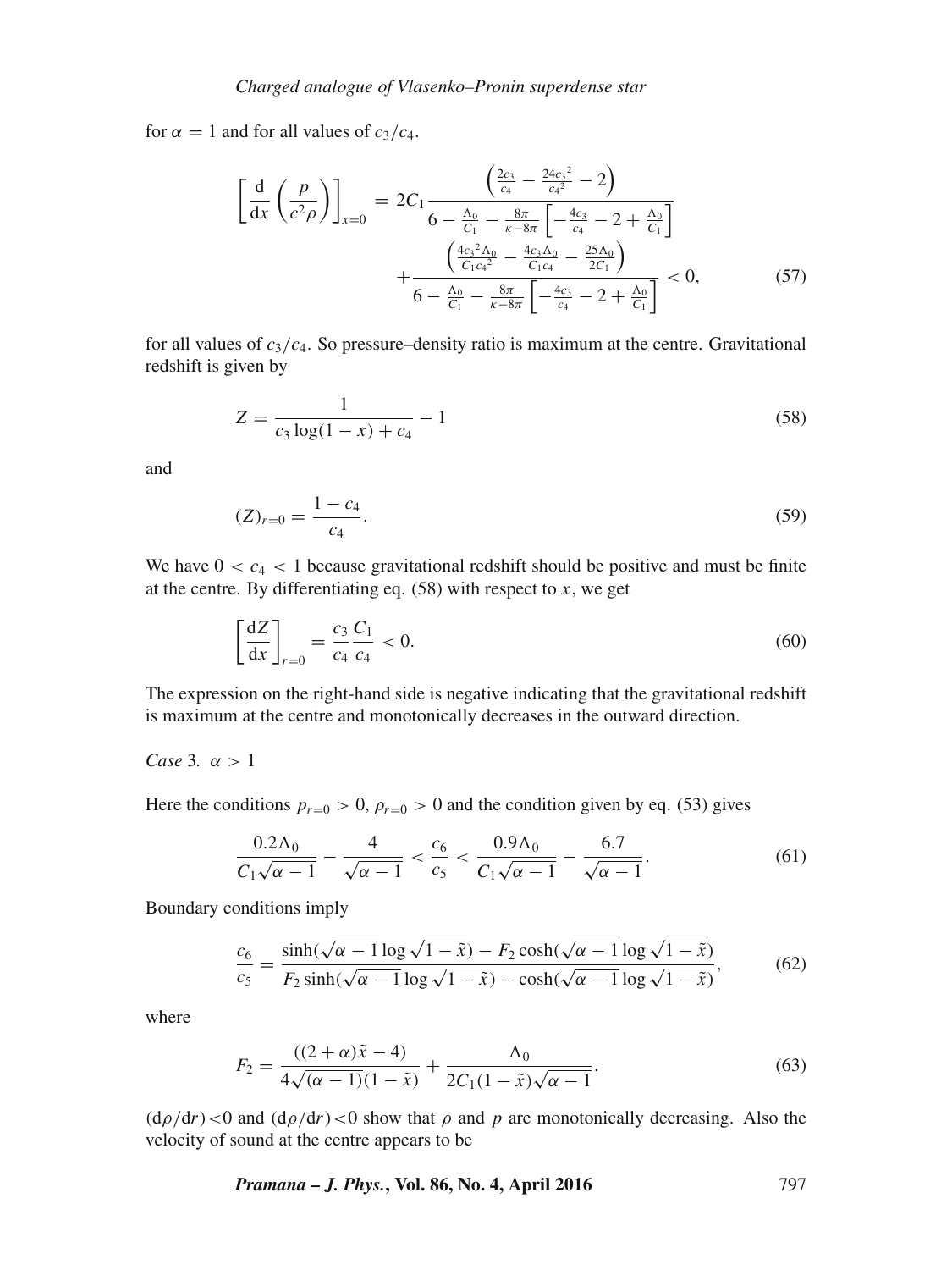for $\alpha = 1$ and for all values of $c_3/c_4$.

$$\left[\frac{\mathrm{d}}{\mathrm{d}x}\left(\frac{p}{c^2\rho}\right)\right]_{x=0} = 2C_1\frac{\left(\frac{2c_3}{c_4} - \frac{24{c_3}^2}{{c_4}^2} - 2\right)}{6 - \frac{\Lambda_0}{C_1} - \frac{8\pi}{\kappa - 8\pi}\left[-\frac{4c_3}{c_4} - 2 + \frac{\Lambda_0}{C_1}\right]} + \frac{\left(\frac{4{c_3}^2\Lambda_0}{C_1{c_4}^2} - \frac{4c_3\Lambda_0}{C_1c_4} - \frac{25\Lambda_0}{2C_1}\right)}{6 - \frac{\Lambda_0}{C_1} - \frac{8\pi}{\kappa - 8\pi}\left[-\frac{4c_3}{c_4} - 2 + \frac{\Lambda_0}{C_1}\right]} < 0, \tag{57}$$

for all values of $c_3/c_4$. So pressure–density ratio is maximum at the centre. Gravitational redshift is given by

$$Z = \frac{1}{c_3 \log(1-x) + c_4} - 1 \tag{58}$$

and

$$(Z)_{r=0} = \frac{1-c_4}{c_4}. \tag{59}$$

We have $0 < c_4 < 1$ because gravitational redshift should be positive and must be finite at the centre. By differentiating eq. (58) with respect to $x$, we get

$$\left[\frac{\mathrm{d}Z}{\mathrm{d}x}\right]_{r=0} = \frac{c_3}{c_4}\frac{C_1}{c_4} < 0. \tag{60}$$

The expression on the right-hand side is negative indicating that the gravitational redshift is maximum at the centre and monotonically decreases in the outward direction.

*Case* 3. $\alpha > 1$

Here the conditions $p_{r=0} > 0$, $\rho_{r=0} > 0$ and the condition given by eq. (53) gives

$$\frac{0.2\Lambda_0}{C_1\sqrt{\alpha-1}} - \frac{4}{\sqrt{\alpha-1}} < \frac{c_6}{c_5} < \frac{0.9\Lambda_0}{C_1\sqrt{\alpha-1}} - \frac{6.7}{\sqrt{\alpha-1}}. \tag{61}$$

Boundary conditions imply

$$\frac{c_6}{c_5} = \frac{\sinh(\sqrt{\alpha-1}\log\sqrt{1-\tilde{x}}) - F_2\cosh(\sqrt{\alpha-1}\log\sqrt{1-\tilde{x}})}{F_2\sinh(\sqrt{\alpha-1}\log\sqrt{1-\tilde{x}}) - \cosh(\sqrt{\alpha-1}\log\sqrt{1-\tilde{x}})}, \tag{62}$$

where

$$F_2 = \frac{((2+\alpha)\tilde{x} - 4)}{4\sqrt{(\alpha-1)}(1-\tilde{x})} + \frac{\Lambda_0}{2C_1(1-\tilde{x})\sqrt{\alpha-1}}. \tag{63}$$

$(\mathrm{d}\rho/\mathrm{d}r) < 0$ and $(\mathrm{d}\rho/\mathrm{d}r) < 0$ show that $\rho$ and $p$ are monotonically decreasing. Also the velocity of sound at the centre appears to be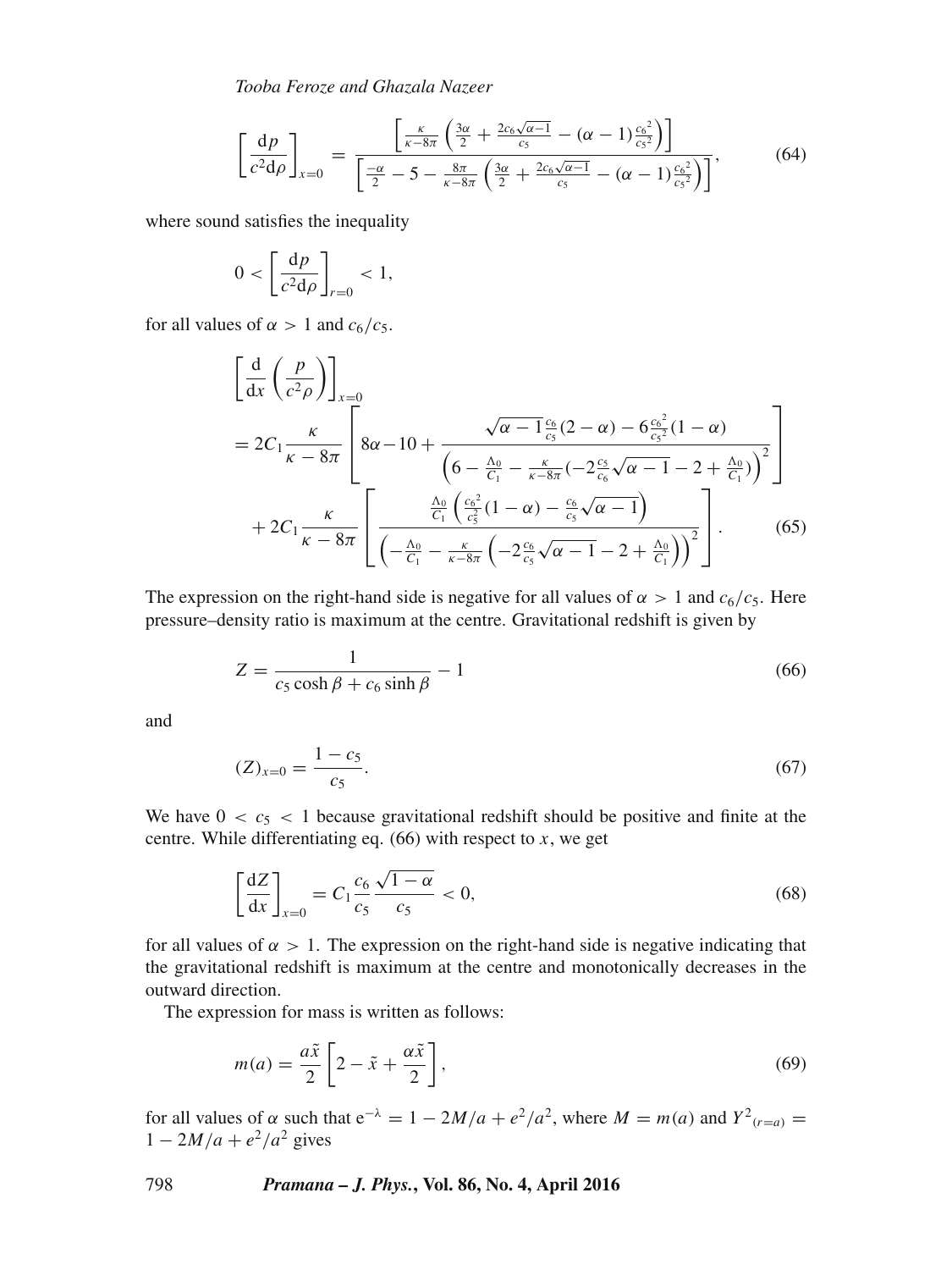$$\left[\frac{\mathrm{d}p}{c^2\mathrm{d}\rho}\right]_{x=0} = \frac{\left[\frac{\kappa}{\kappa-8\pi}\left(\frac{3\alpha}{2}+\frac{2c_6\sqrt{\alpha-1}}{c_5}-(\alpha-1)\frac{c_6{}^2}{c_5{}^2}\right)\right]}{\left[\frac{-\alpha}{2}-5-\frac{8\pi}{\kappa-8\pi}\left(\frac{3\alpha}{2}+\frac{2c_6\sqrt{\alpha-1}}{c_5}-(\alpha-1)\frac{c_6{}^2}{c_5{}^2}\right)\right]}, \tag{64}$$

where sound satisfies the inequality

$$0 < \left[\frac{\mathrm{d}p}{c^2\mathrm{d}\rho}\right]_{r=0} < 1,$$

for all values of $\alpha > 1$ and $c_6/c_5$.

$$\begin{aligned}
&\left[\frac{\mathrm{d}}{\mathrm{d}x}\left(\frac{p}{c^2\rho}\right)\right]_{x=0} \\
&= 2C_1\frac{\kappa}{\kappa-8\pi}\left[8\alpha-10+\frac{\sqrt{\alpha-1}\frac{c_6}{c_5}(2-\alpha)-6\frac{c_6{}^2}{c_5{}^2}(1-\alpha)}{\left(6-\frac{\Lambda_0}{C_1}-\frac{\kappa}{\kappa-8\pi}(-2\frac{c_5}{c_6}\sqrt{\alpha-1}-2+\frac{\Lambda_0}{C_1})\right)^2}\right] \\
&\quad + 2C_1\frac{\kappa}{\kappa-8\pi}\left[\frac{\frac{\Lambda_0}{C_1}\left(\frac{c_6{}^2}{c_5^2}(1-\alpha)-\frac{c_6}{c_5}\sqrt{\alpha-1}\right)}{\left(-\frac{\Lambda_0}{C_1}-\frac{\kappa}{\kappa-8\pi}\left(-2\frac{c_6}{c_5}\sqrt{\alpha-1}-2+\frac{\Lambda_0}{C_1}\right)\right)^2}\right].
\end{aligned} \tag{65}$$

The expression on the right-hand side is negative for all values of $\alpha > 1$ and $c_6/c_5$. Here pressure–density ratio is maximum at the centre. Gravitational redshift is given by

$$Z = \frac{1}{c_5\cosh\beta + c_6\sinh\beta} - 1 \tag{66}$$

and

$$(Z)_{x=0} = \frac{1-c_5}{c_5}. \tag{67}$$

We have $0 < c_5 < 1$ because gravitational redshift should be positive and finite at the centre. While differentiating eq. (66) with respect to $x$, we get

$$\left[\frac{\mathrm{d}Z}{\mathrm{d}x}\right]_{x=0} = C_1\frac{c_6}{c_5}\frac{\sqrt{1-\alpha}}{c_5} < 0, \tag{68}$$

for all values of $\alpha > 1$. The expression on the right-hand side is negative indicating that the gravitational redshift is maximum at the centre and monotonically decreases in the outward direction.

The expression for mass is written as follows:

$$m(a) = \frac{a\tilde{x}}{2}\left[2-\tilde{x}+\frac{\alpha\tilde{x}}{2}\right], \tag{69}$$

for all values of $\alpha$ such that $\mathrm{e}^{-\lambda} = 1 - 2M/a + e^2/a^2$, where $M = m(a)$ and $Y^2{}_{(r=a)} = 1 - 2M/a + e^2/a^2$ gives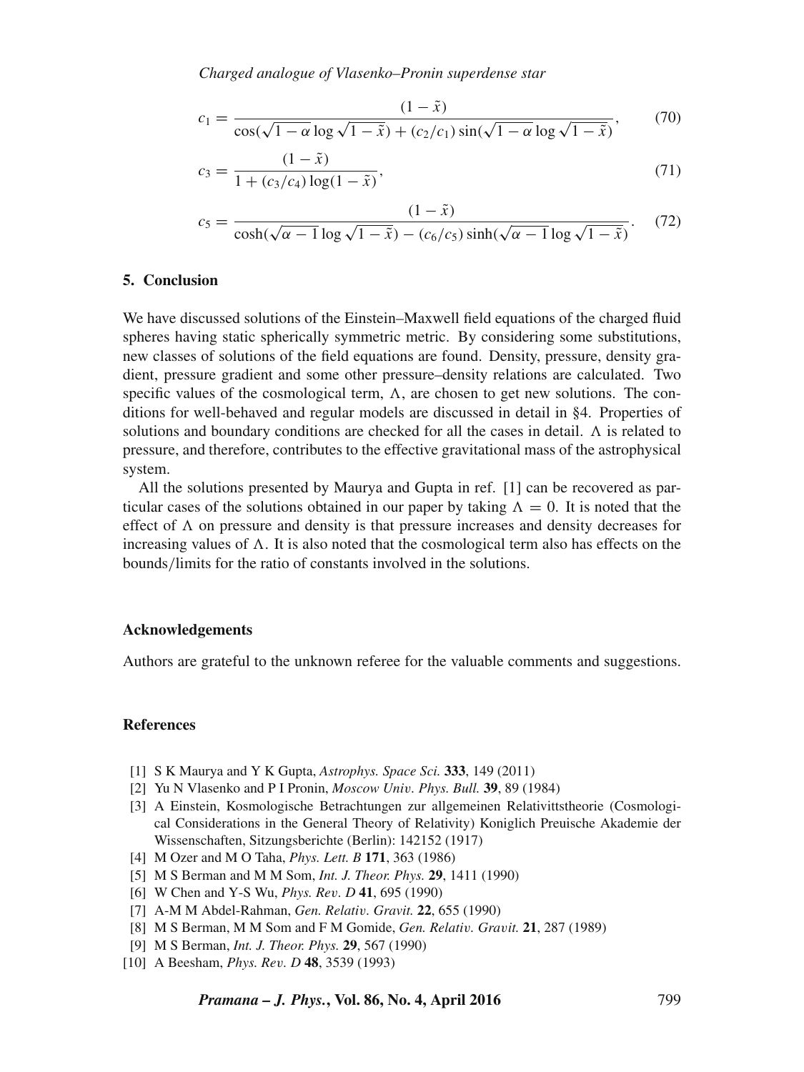$$c_1 = \frac{(1-\tilde{x})}{\cos(\sqrt{1-\alpha}\log\sqrt{1-\tilde{x}}) + (c_2/c_1)\sin(\sqrt{1-\alpha}\log\sqrt{1-\tilde{x}})}, \tag{70}$$

$$c_3 = \frac{(1-\tilde{x})}{1 + (c_3/c_4)\log(1-\tilde{x})}, \tag{71}$$

$$c_5 = \frac{(1-\tilde{x})}{\cosh(\sqrt{\alpha-1}\log\sqrt{1-\tilde{x}}) - (c_6/c_5)\sinh(\sqrt{\alpha-1}\log\sqrt{1-\tilde{x}})}. \tag{72}$$

## 5. Conclusion

We have discussed solutions of the Einstein–Maxwell field equations of the charged fluid spheres having static spherically symmetric metric. By considering some substitutions, new classes of solutions of the field equations are found. Density, pressure, density gradient, pressure gradient and some other pressure–density relations are calculated. Two specific values of the cosmological term, $\Lambda$, are chosen to get new solutions. The conditions for well-behaved and regular models are discussed in detail in §4. Properties of solutions and boundary conditions are checked for all the cases in detail. $\Lambda$ is related to pressure, and therefore, contributes to the effective gravitational mass of the astrophysical system.

All the solutions presented by Maurya and Gupta in ref. [1] can be recovered as particular cases of the solutions obtained in our paper by taking $\Lambda = 0$. It is noted that the effect of $\Lambda$ on pressure and density is that pressure increases and density decreases for increasing values of $\Lambda$. It is also noted that the cosmological term also has effects on the bounds/limits for the ratio of constants involved in the solutions.

### Acknowledgements

Authors are grateful to the unknown referee for the valuable comments and suggestions.

### References

[1] S K Maurya and Y K Gupta, *Astrophys. Space Sci.* **333**, 149 (2011)
[2] Yu N Vlasenko and P I Pronin, *Moscow Univ. Phys. Bull.* **39**, 89 (1984)
[3] A Einstein, Kosmologische Betrachtungen zur allgemeinen Relativittstheorie (Cosmological Considerations in the General Theory of Relativity) Koniglich Preuische Akademie der Wissenschaften, Sitzungsberichte (Berlin): 142152 (1917)
[4] M Ozer and M O Taha, *Phys. Lett. B* **171**, 363 (1986)
[5] M S Berman and M M Som, *Int. J. Theor. Phys.* **29**, 1411 (1990)
[6] W Chen and Y-S Wu, *Phys. Rev. D* **41**, 695 (1990)
[7] A-M M Abdel-Rahman, *Gen. Relativ. Gravit.* **22**, 655 (1990)
[8] M S Berman, M M Som and F M Gomide, *Gen. Relativ. Gravit.* **21**, 287 (1989)
[9] M S Berman, *Int. J. Theor. Phys.* **29**, 567 (1990)
[10] A Beesham, *Phys. Rev. D* **48**, 3539 (1993)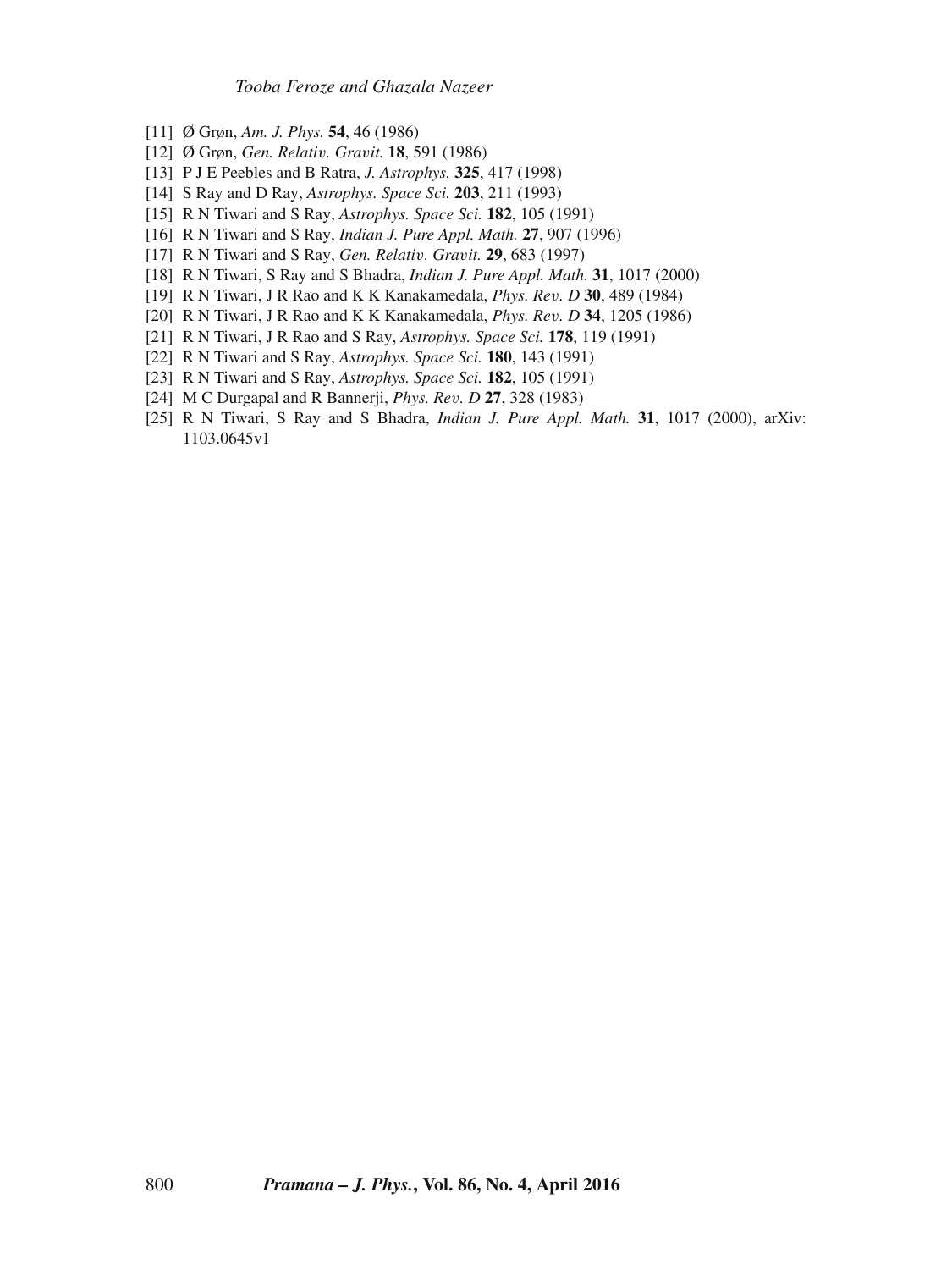[11] Ø Grøn, *Am. J. Phys.* **54**, 46 (1986)

[12] Ø Grøn, *Gen. Relativ. Gravit.* **18**, 591 (1986)

[13] P J E Peebles and B Ratra, *J. Astrophys.* **325**, 417 (1998)

[14] S Ray and D Ray, *Astrophys. Space Sci.* **203**, 211 (1993)

[15] R N Tiwari and S Ray, *Astrophys. Space Sci.* **182**, 105 (1991)

[16] R N Tiwari and S Ray, *Indian J. Pure Appl. Math.* **27**, 907 (1996)

[17] R N Tiwari and S Ray, *Gen. Relativ. Gravit.* **29**, 683 (1997)

[18] R N Tiwari, S Ray and S Bhadra, *Indian J. Pure Appl. Math.* **31**, 1017 (2000)

[19] R N Tiwari, J R Rao and K K Kanakamedala, *Phys. Rev. D* **30**, 489 (1984)

[20] R N Tiwari, J R Rao and K K Kanakamedala, *Phys. Rev. D* **34**, 1205 (1986)

[21] R N Tiwari, J R Rao and S Ray, *Astrophys. Space Sci.* **178**, 119 (1991)

[22] R N Tiwari and S Ray, *Astrophys. Space Sci.* **180**, 143 (1991)

[23] R N Tiwari and S Ray, *Astrophys. Space Sci.* **182**, 105 (1991)

[24] M C Durgapal and R Bannerji, *Phys. Rev. D* **27**, 328 (1983)

[25] R N Tiwari, S Ray and S Bhadra, *Indian J. Pure Appl. Math.* **31**, 1017 (2000), arXiv: 1103.0645v1